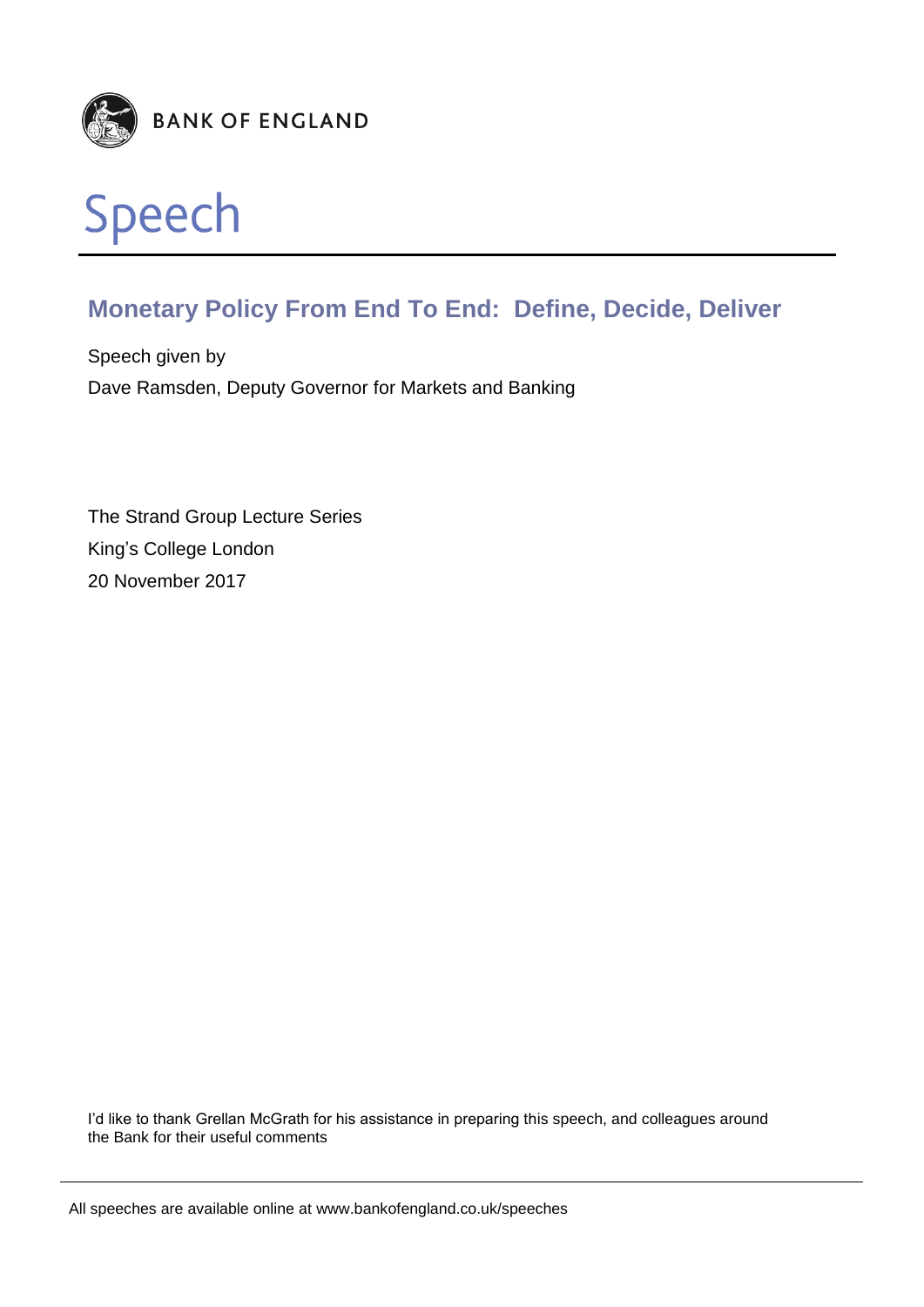BANK OF ENGLAND

# Speech

## Monetary Policy From End To End: Define, Decide, Deliver

Speech given by

Dave Ramsden, Deputy Governor for Markets and Banking

The Strand Group Lecture Series

King's College London

20 November 2017

I'd like to thank Grellan McGrath for his assistance in preparing this speech, and colleagues around the Bank for their useful comments

All speeches are available online at www.bankofengland.co.uk/speeches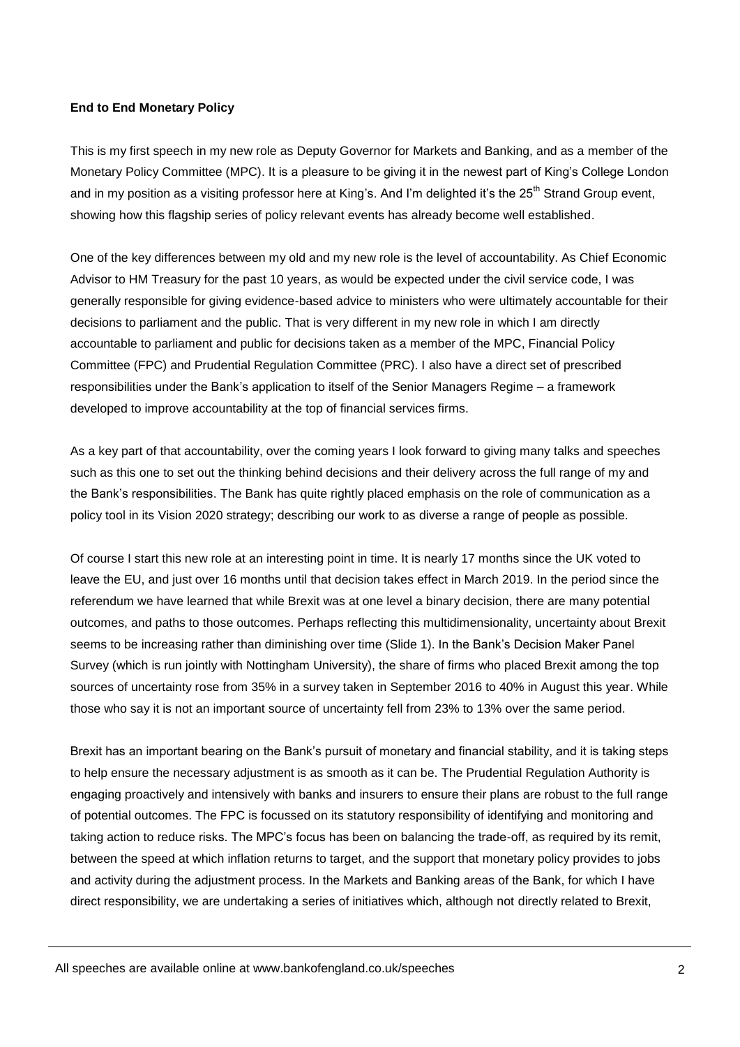**End to End Monetary Policy**

This is my first speech in my new role as Deputy Governor for Markets and Banking, and as a member of the Monetary Policy Committee (MPC). It is a pleasure to be giving it in the newest part of King's College London and in my position as a visiting professor here at King's. And I'm delighted it's the 25th Strand Group event, showing how this flagship series of policy relevant events has already become well established.

One of the key differences between my old and my new role is the level of accountability. As Chief Economic Advisor to HM Treasury for the past 10 years, as would be expected under the civil service code, I was generally responsible for giving evidence-based advice to ministers who were ultimately accountable for their decisions to parliament and the public. That is very different in my new role in which I am directly accountable to parliament and public for decisions taken as a member of the MPC, Financial Policy Committee (FPC) and Prudential Regulation Committee (PRC). I also have a direct set of prescribed responsibilities under the Bank's application to itself of the Senior Managers Regime – a framework developed to improve accountability at the top of financial services firms.

As a key part of that accountability, over the coming years I look forward to giving many talks and speeches such as this one to set out the thinking behind decisions and their delivery across the full range of my and the Bank's responsibilities. The Bank has quite rightly placed emphasis on the role of communication as a policy tool in its Vision 2020 strategy; describing our work to as diverse a range of people as possible.

Of course I start this new role at an interesting point in time. It is nearly 17 months since the UK voted to leave the EU, and just over 16 months until that decision takes effect in March 2019. In the period since the referendum we have learned that while Brexit was at one level a binary decision, there are many potential outcomes, and paths to those outcomes. Perhaps reflecting this multidimensionality, uncertainty about Brexit seems to be increasing rather than diminishing over time (Slide 1). In the Bank's Decision Maker Panel Survey (which is run jointly with Nottingham University), the share of firms who placed Brexit among the top sources of uncertainty rose from 35% in a survey taken in September 2016 to 40% in August this year. While those who say it is not an important source of uncertainty fell from 23% to 13% over the same period.

Brexit has an important bearing on the Bank's pursuit of monetary and financial stability, and it is taking steps to help ensure the necessary adjustment is as smooth as it can be. The Prudential Regulation Authority is engaging proactively and intensively with banks and insurers to ensure their plans are robust to the full range of potential outcomes. The FPC is focussed on its statutory responsibility of identifying and monitoring and taking action to reduce risks. The MPC's focus has been on balancing the trade-off, as required by its remit, between the speed at which inflation returns to target, and the support that monetary policy provides to jobs and activity during the adjustment process. In the Markets and Banking areas of the Bank, for which I have direct responsibility, we are undertaking a series of initiatives which, although not directly related to Brexit,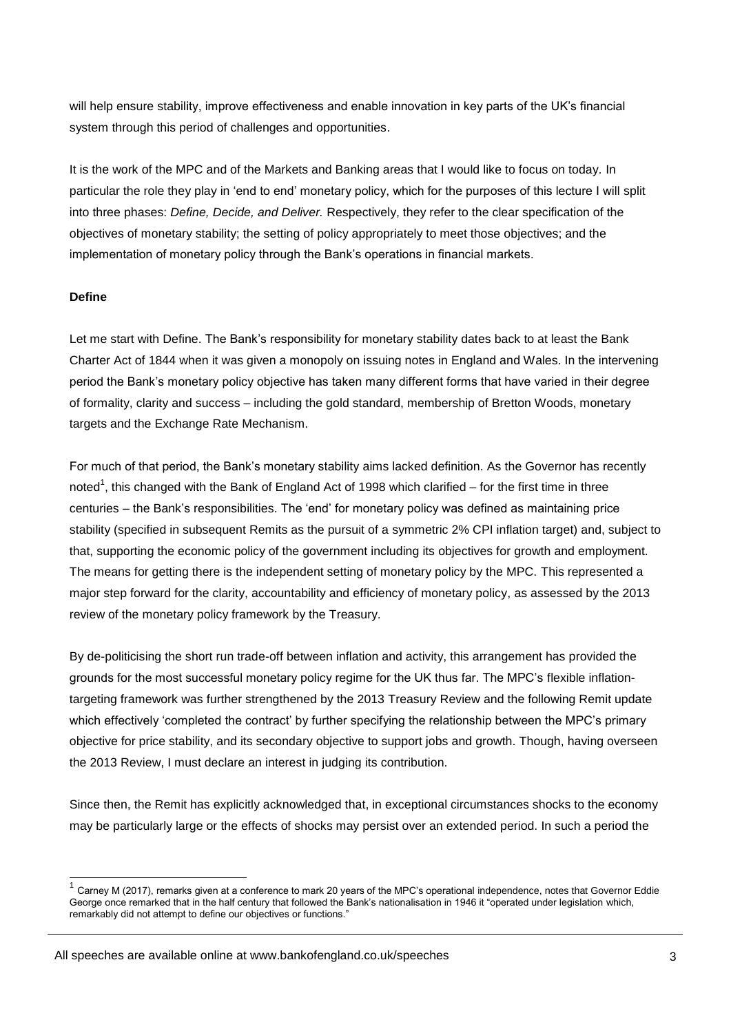will help ensure stability, improve effectiveness and enable innovation in key parts of the UK's financial system through this period of challenges and opportunities.

It is the work of the MPC and of the Markets and Banking areas that I would like to focus on today. In particular the role they play in 'end to end' monetary policy, which for the purposes of this lecture I will split into three phases: *Define, Decide, and Deliver.* Respectively, they refer to the clear specification of the objectives of monetary stability; the setting of policy appropriately to meet those objectives; and the implementation of monetary policy through the Bank's operations in financial markets.

**Define**

Let me start with Define. The Bank's responsibility for monetary stability dates back to at least the Bank Charter Act of 1844 when it was given a monopoly on issuing notes in England and Wales. In the intervening period the Bank's monetary policy objective has taken many different forms that have varied in their degree of formality, clarity and success – including the gold standard, membership of Bretton Woods, monetary targets and the Exchange Rate Mechanism.

For much of that period, the Bank's monetary stability aims lacked definition. As the Governor has recently noted[1], this changed with the Bank of England Act of 1998 which clarified – for the first time in three centuries – the Bank's responsibilities. The 'end' for monetary policy was defined as maintaining price stability (specified in subsequent Remits as the pursuit of a symmetric 2% CPI inflation target) and, subject to that, supporting the economic policy of the government including its objectives for growth and employment. The means for getting there is the independent setting of monetary policy by the MPC. This represented a major step forward for the clarity, accountability and efficiency of monetary policy, as assessed by the 2013 review of the monetary policy framework by the Treasury.

By de-politicising the short run trade-off between inflation and activity, this arrangement has provided the grounds for the most successful monetary policy regime for the UK thus far. The MPC's flexible inflation-targeting framework was further strengthened by the 2013 Treasury Review and the following Remit update which effectively 'completed the contract' by further specifying the relationship between the MPC's primary objective for price stability, and its secondary objective to support jobs and growth. Though, having overseen the 2013 Review, I must declare an interest in judging its contribution.

Since then, the Remit has explicitly acknowledged that, in exceptional circumstances shocks to the economy may be particularly large or the effects of shocks may persist over an extended period. In such a period the

[1] Carney M (2017), remarks given at a conference to mark 20 years of the MPC's operational independence, notes that Governor Eddie George once remarked that in the half century that followed the Bank's nationalisation in 1946 it "operated under legislation which, remarkably did not attempt to define our objectives or functions."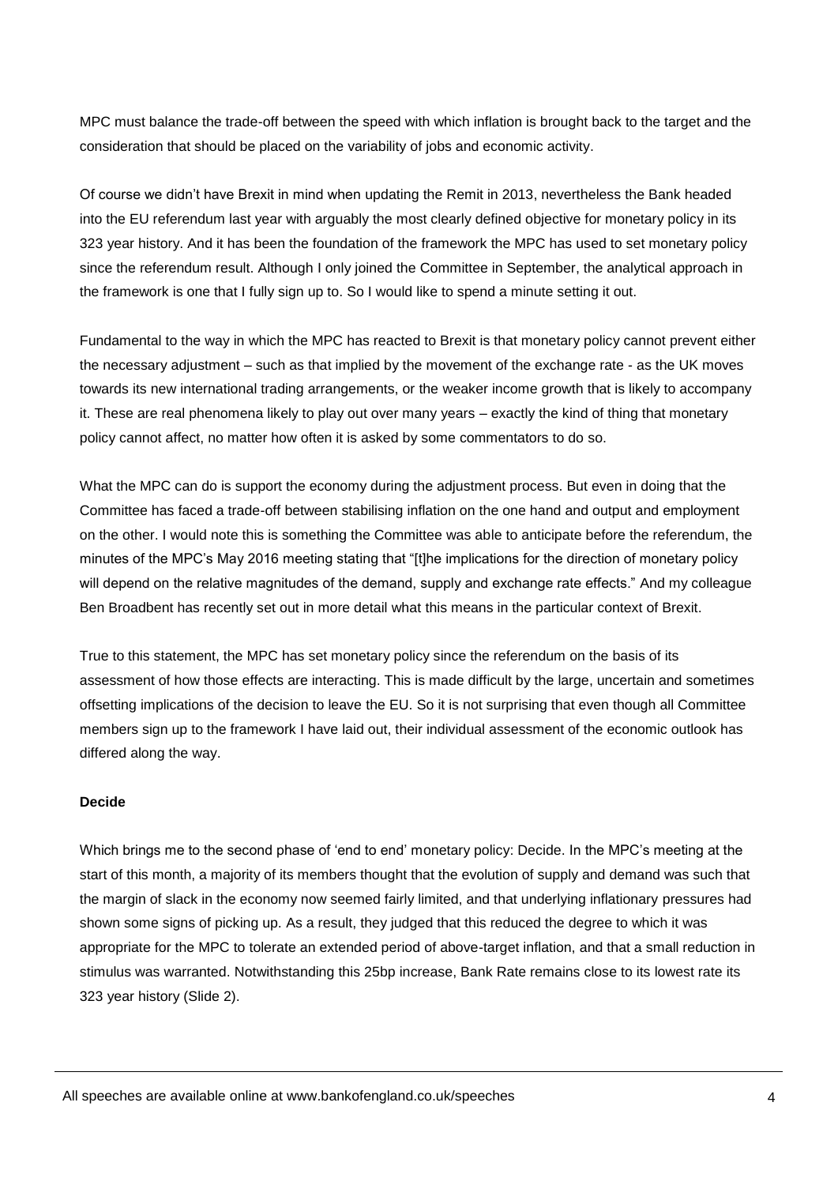MPC must balance the trade-off between the speed with which inflation is brought back to the target and the consideration that should be placed on the variability of jobs and economic activity.

Of course we didn't have Brexit in mind when updating the Remit in 2013, nevertheless the Bank headed into the EU referendum last year with arguably the most clearly defined objective for monetary policy in its 323 year history. And it has been the foundation of the framework the MPC has used to set monetary policy since the referendum result. Although I only joined the Committee in September, the analytical approach in the framework is one that I fully sign up to. So I would like to spend a minute setting it out.

Fundamental to the way in which the MPC has reacted to Brexit is that monetary policy cannot prevent either the necessary adjustment – such as that implied by the movement of the exchange rate - as the UK moves towards its new international trading arrangements, or the weaker income growth that is likely to accompany it. These are real phenomena likely to play out over many years – exactly the kind of thing that monetary policy cannot affect, no matter how often it is asked by some commentators to do so.

What the MPC can do is support the economy during the adjustment process. But even in doing that the Committee has faced a trade-off between stabilising inflation on the one hand and output and employment on the other. I would note this is something the Committee was able to anticipate before the referendum, the minutes of the MPC's May 2016 meeting stating that "[t]he implications for the direction of monetary policy will depend on the relative magnitudes of the demand, supply and exchange rate effects." And my colleague Ben Broadbent has recently set out in more detail what this means in the particular context of Brexit.

True to this statement, the MPC has set monetary policy since the referendum on the basis of its assessment of how those effects are interacting. This is made difficult by the large, uncertain and sometimes offsetting implications of the decision to leave the EU. So it is not surprising that even though all Committee members sign up to the framework I have laid out, their individual assessment of the economic outlook has differed along the way.

**Decide**

Which brings me to the second phase of 'end to end' monetary policy: Decide. In the MPC's meeting at the start of this month, a majority of its members thought that the evolution of supply and demand was such that the margin of slack in the economy now seemed fairly limited, and that underlying inflationary pressures had shown some signs of picking up. As a result, they judged that this reduced the degree to which it was appropriate for the MPC to tolerate an extended period of above-target inflation, and that a small reduction in stimulus was warranted. Notwithstanding this 25bp increase, Bank Rate remains close to its lowest rate its 323 year history (Slide 2).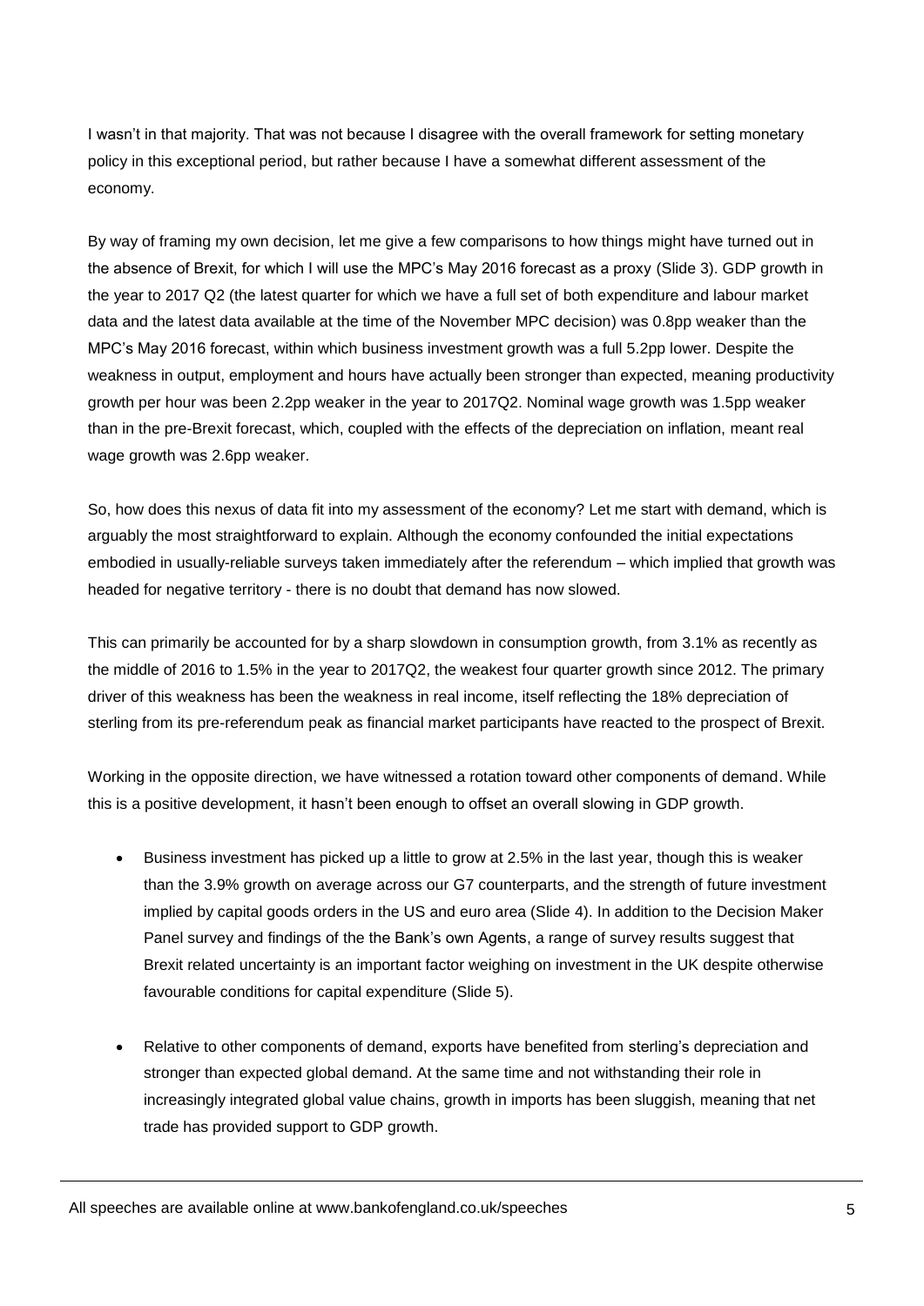I wasn't in that majority. That was not because I disagree with the overall framework for setting monetary policy in this exceptional period, but rather because I have a somewhat different assessment of the economy.

By way of framing my own decision, let me give a few comparisons to how things might have turned out in the absence of Brexit, for which I will use the MPC's May 2016 forecast as a proxy (Slide 3). GDP growth in the year to 2017 Q2 (the latest quarter for which we have a full set of both expenditure and labour market data and the latest data available at the time of the November MPC decision) was 0.8pp weaker than the MPC's May 2016 forecast, within which business investment growth was a full 5.2pp lower. Despite the weakness in output, employment and hours have actually been stronger than expected, meaning productivity growth per hour was been 2.2pp weaker in the year to 2017Q2. Nominal wage growth was 1.5pp weaker than in the pre-Brexit forecast, which, coupled with the effects of the depreciation on inflation, meant real wage growth was 2.6pp weaker.

So, how does this nexus of data fit into my assessment of the economy? Let me start with demand, which is arguably the most straightforward to explain. Although the economy confounded the initial expectations embodied in usually-reliable surveys taken immediately after the referendum – which implied that growth was headed for negative territory - there is no doubt that demand has now slowed.

This can primarily be accounted for by a sharp slowdown in consumption growth, from 3.1% as recently as the middle of 2016 to 1.5% in the year to 2017Q2, the weakest four quarter growth since 2012. The primary driver of this weakness has been the weakness in real income, itself reflecting the 18% depreciation of sterling from its pre-referendum peak as financial market participants have reacted to the prospect of Brexit.

Working in the opposite direction, we have witnessed a rotation toward other components of demand. While this is a positive development, it hasn't been enough to offset an overall slowing in GDP growth.

- Business investment has picked up a little to grow at 2.5% in the last year, though this is weaker than the 3.9% growth on average across our G7 counterparts, and the strength of future investment implied by capital goods orders in the US and euro area (Slide 4). In addition to the Decision Maker Panel survey and findings of the the Bank's own Agents, a range of survey results suggest that Brexit related uncertainty is an important factor weighing on investment in the UK despite otherwise favourable conditions for capital expenditure (Slide 5).

- Relative to other components of demand, exports have benefited from sterling's depreciation and stronger than expected global demand. At the same time and not withstanding their role in increasingly integrated global value chains, growth in imports has been sluggish, meaning that net trade has provided support to GDP growth.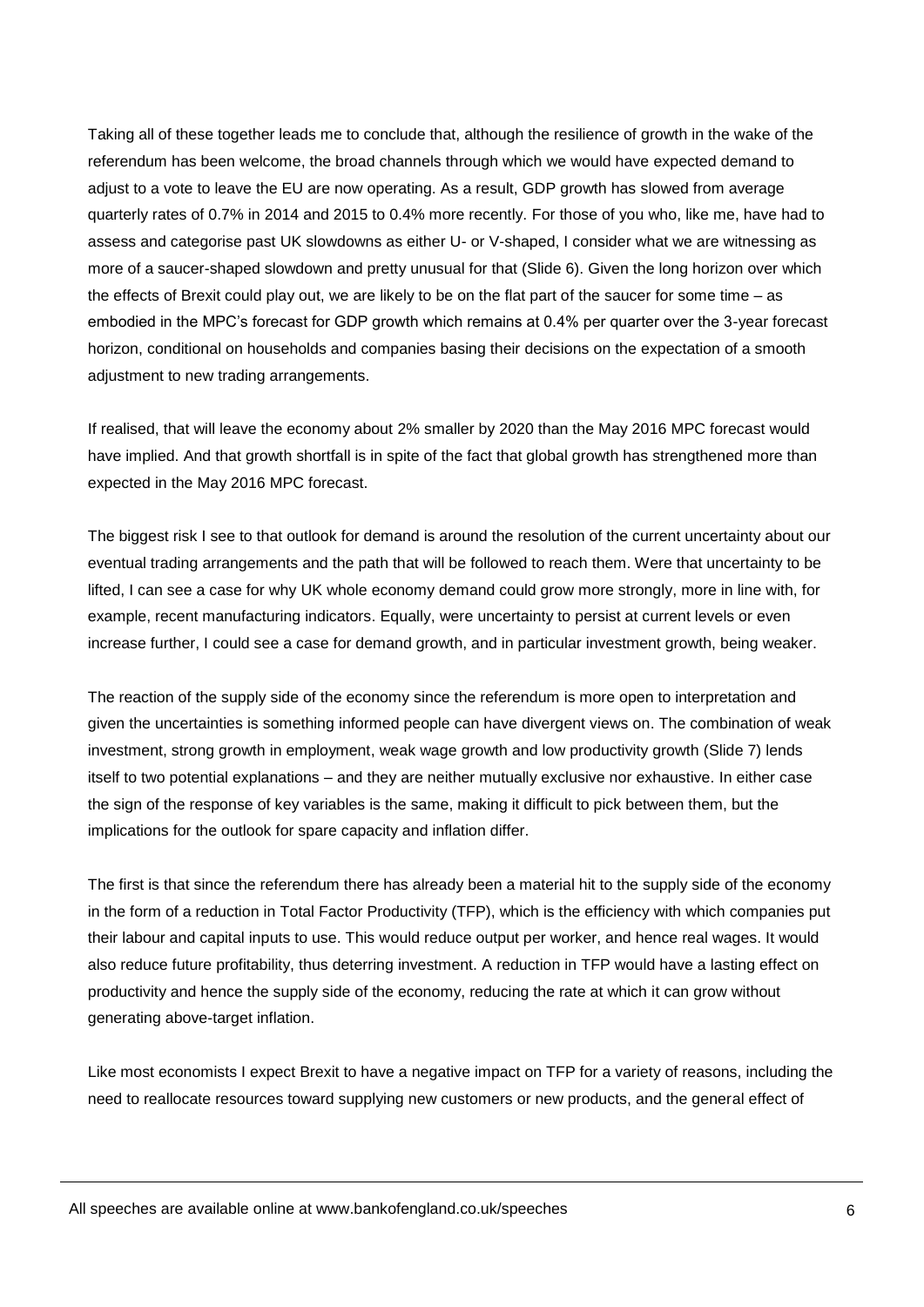Taking all of these together leads me to conclude that, although the resilience of growth in the wake of the referendum has been welcome, the broad channels through which we would have expected demand to adjust to a vote to leave the EU are now operating. As a result, GDP growth has slowed from average quarterly rates of 0.7% in 2014 and 2015 to 0.4% more recently. For those of you who, like me, have had to assess and categorise past UK slowdowns as either U- or V-shaped, I consider what we are witnessing as more of a saucer-shaped slowdown and pretty unusual for that (Slide 6). Given the long horizon over which the effects of Brexit could play out, we are likely to be on the flat part of the saucer for some time – as embodied in the MPC's forecast for GDP growth which remains at 0.4% per quarter over the 3-year forecast horizon, conditional on households and companies basing their decisions on the expectation of a smooth adjustment to new trading arrangements.

If realised, that will leave the economy about 2% smaller by 2020 than the May 2016 MPC forecast would have implied. And that growth shortfall is in spite of the fact that global growth has strengthened more than expected in the May 2016 MPC forecast.

The biggest risk I see to that outlook for demand is around the resolution of the current uncertainty about our eventual trading arrangements and the path that will be followed to reach them. Were that uncertainty to be lifted, I can see a case for why UK whole economy demand could grow more strongly, more in line with, for example, recent manufacturing indicators. Equally, were uncertainty to persist at current levels or even increase further, I could see a case for demand growth, and in particular investment growth, being weaker.

The reaction of the supply side of the economy since the referendum is more open to interpretation and given the uncertainties is something informed people can have divergent views on. The combination of weak investment, strong growth in employment, weak wage growth and low productivity growth (Slide 7) lends itself to two potential explanations – and they are neither mutually exclusive nor exhaustive. In either case the sign of the response of key variables is the same, making it difficult to pick between them, but the implications for the outlook for spare capacity and inflation differ.

The first is that since the referendum there has already been a material hit to the supply side of the economy in the form of a reduction in Total Factor Productivity (TFP), which is the efficiency with which companies put their labour and capital inputs to use. This would reduce output per worker, and hence real wages. It would also reduce future profitability, thus deterring investment. A reduction in TFP would have a lasting effect on productivity and hence the supply side of the economy, reducing the rate at which it can grow without generating above-target inflation.

Like most economists I expect Brexit to have a negative impact on TFP for a variety of reasons, including the need to reallocate resources toward supplying new customers or new products, and the general effect of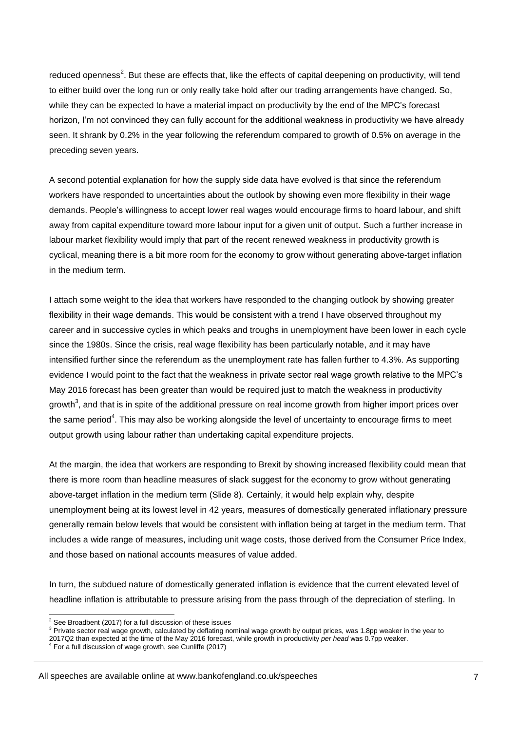reduced openness[2]. But these are effects that, like the effects of capital deepening on productivity, will tend to either build over the long run or only really take hold after our trading arrangements have changed. So, while they can be expected to have a material impact on productivity by the end of the MPC's forecast horizon, I'm not convinced they can fully account for the additional weakness in productivity we have already seen. It shrank by 0.2% in the year following the referendum compared to growth of 0.5% on average in the preceding seven years.

A second potential explanation for how the supply side data have evolved is that since the referendum workers have responded to uncertainties about the outlook by showing even more flexibility in their wage demands. People's willingness to accept lower real wages would encourage firms to hoard labour, and shift away from capital expenditure toward more labour input for a given unit of output. Such a further increase in labour market flexibility would imply that part of the recent renewed weakness in productivity growth is cyclical, meaning there is a bit more room for the economy to grow without generating above-target inflation in the medium term.

I attach some weight to the idea that workers have responded to the changing outlook by showing greater flexibility in their wage demands. This would be consistent with a trend I have observed throughout my career and in successive cycles in which peaks and troughs in unemployment have been lower in each cycle since the 1980s. Since the crisis, real wage flexibility has been particularly notable, and it may have intensified further since the referendum as the unemployment rate has fallen further to 4.3%. As supporting evidence I would point to the fact that the weakness in private sector real wage growth relative to the MPC's May 2016 forecast has been greater than would be required just to match the weakness in productivity growth[3], and that is in spite of the additional pressure on real income growth from higher import prices over the same period[4]. This may also be working alongside the level of uncertainty to encourage firms to meet output growth using labour rather than undertaking capital expenditure projects.

At the margin, the idea that workers are responding to Brexit by showing increased flexibility could mean that there is more room than headline measures of slack suggest for the economy to grow without generating above-target inflation in the medium term (Slide 8). Certainly, it would help explain why, despite unemployment being at its lowest level in 42 years, measures of domestically generated inflationary pressure generally remain below levels that would be consistent with inflation being at target in the medium term. That includes a wide range of measures, including unit wage costs, those derived from the Consumer Price Index, and those based on national accounts measures of value added.

In turn, the subdued nature of domestically generated inflation is evidence that the current elevated level of headline inflation is attributable to pressure arising from the pass through of the depreciation of sterling. In

---

[2] See Broadbent (2017) for a full discussion of these issues

[3] Private sector real wage growth, calculated by deflating nominal wage growth by output prices, was 1.8pp weaker in the year to 2017Q2 than expected at the time of the May 2016 forecast, while growth in productivity *per head* was 0.7pp weaker.

[4] For a full discussion of wage growth, see Cunliffe (2017)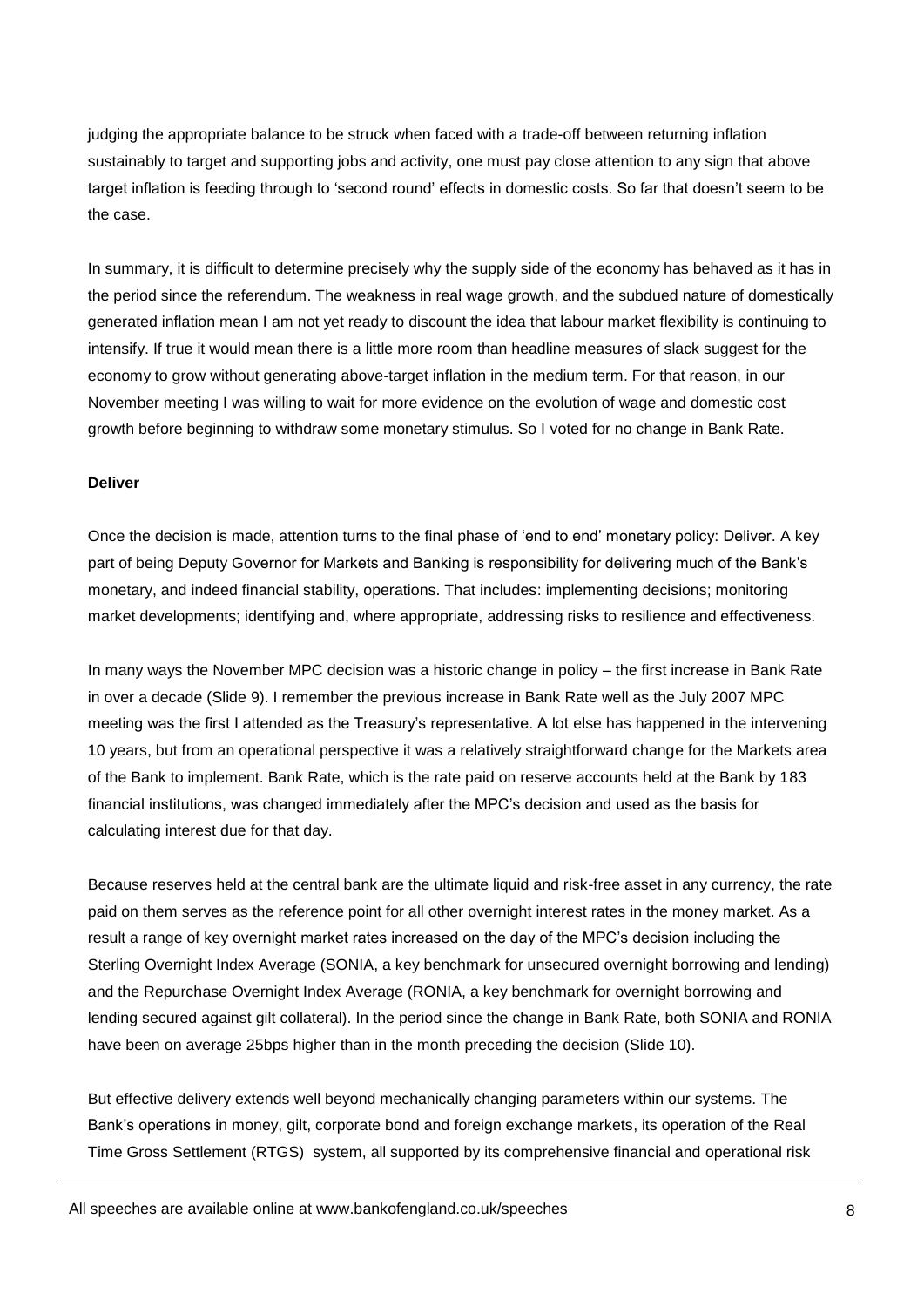judging the appropriate balance to be struck when faced with a trade-off between returning inflation sustainably to target and supporting jobs and activity, one must pay close attention to any sign that above target inflation is feeding through to 'second round' effects in domestic costs. So far that doesn't seem to be the case.

In summary, it is difficult to determine precisely why the supply side of the economy has behaved as it has in the period since the referendum. The weakness in real wage growth, and the subdued nature of domestically generated inflation mean I am not yet ready to discount the idea that labour market flexibility is continuing to intensify. If true it would mean there is a little more room than headline measures of slack suggest for the economy to grow without generating above-target inflation in the medium term. For that reason, in our November meeting I was willing to wait for more evidence on the evolution of wage and domestic cost growth before beginning to withdraw some monetary stimulus. So I voted for no change in Bank Rate.

**Deliver**

Once the decision is made, attention turns to the final phase of 'end to end' monetary policy: Deliver. A key part of being Deputy Governor for Markets and Banking is responsibility for delivering much of the Bank's monetary, and indeed financial stability, operations. That includes: implementing decisions; monitoring market developments; identifying and, where appropriate, addressing risks to resilience and effectiveness.

In many ways the November MPC decision was a historic change in policy – the first increase in Bank Rate in over a decade (Slide 9). I remember the previous increase in Bank Rate well as the July 2007 MPC meeting was the first I attended as the Treasury's representative. A lot else has happened in the intervening 10 years, but from an operational perspective it was a relatively straightforward change for the Markets area of the Bank to implement. Bank Rate, which is the rate paid on reserve accounts held at the Bank by 183 financial institutions, was changed immediately after the MPC's decision and used as the basis for calculating interest due for that day.

Because reserves held at the central bank are the ultimate liquid and risk-free asset in any currency, the rate paid on them serves as the reference point for all other overnight interest rates in the money market. As a result a range of key overnight market rates increased on the day of the MPC's decision including the Sterling Overnight Index Average (SONIA, a key benchmark for unsecured overnight borrowing and lending) and the Repurchase Overnight Index Average (RONIA, a key benchmark for overnight borrowing and lending secured against gilt collateral). In the period since the change in Bank Rate, both SONIA and RONIA have been on average 25bps higher than in the month preceding the decision (Slide 10).

But effective delivery extends well beyond mechanically changing parameters within our systems. The Bank's operations in money, gilt, corporate bond and foreign exchange markets, its operation of the Real Time Gross Settlement (RTGS) system, all supported by its comprehensive financial and operational risk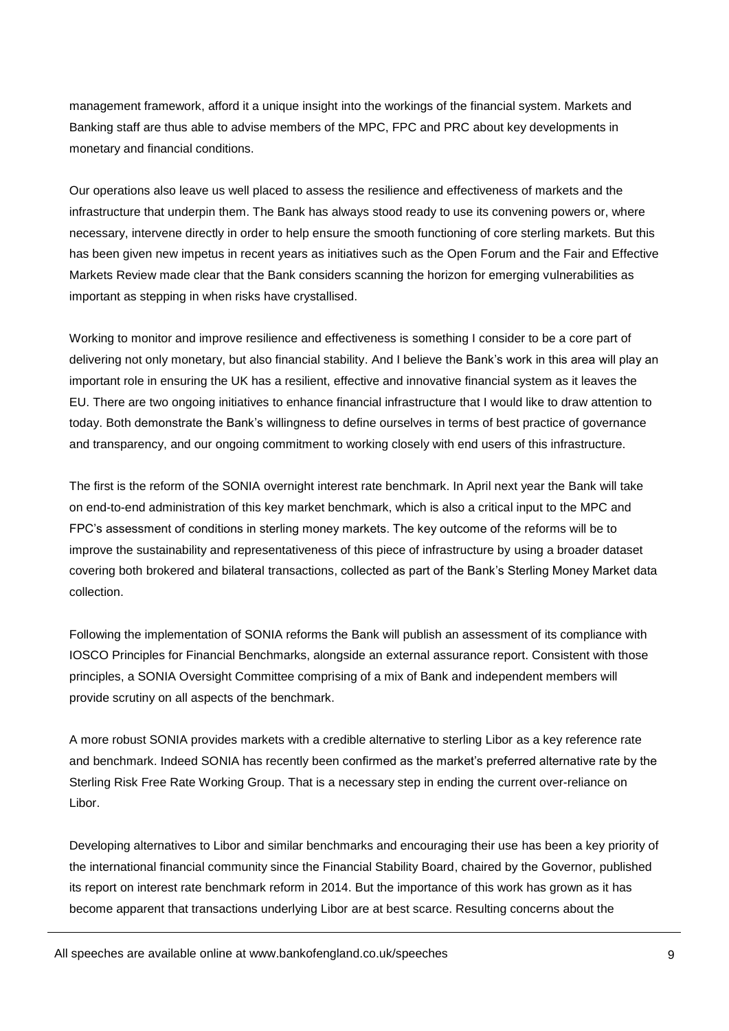management framework, afford it a unique insight into the workings of the financial system. Markets and Banking staff are thus able to advise members of the MPC, FPC and PRC about key developments in monetary and financial conditions.

Our operations also leave us well placed to assess the resilience and effectiveness of markets and the infrastructure that underpin them. The Bank has always stood ready to use its convening powers or, where necessary, intervene directly in order to help ensure the smooth functioning of core sterling markets. But this has been given new impetus in recent years as initiatives such as the Open Forum and the Fair and Effective Markets Review made clear that the Bank considers scanning the horizon for emerging vulnerabilities as important as stepping in when risks have crystallised.

Working to monitor and improve resilience and effectiveness is something I consider to be a core part of delivering not only monetary, but also financial stability. And I believe the Bank's work in this area will play an important role in ensuring the UK has a resilient, effective and innovative financial system as it leaves the EU. There are two ongoing initiatives to enhance financial infrastructure that I would like to draw attention to today. Both demonstrate the Bank's willingness to define ourselves in terms of best practice of governance and transparency, and our ongoing commitment to working closely with end users of this infrastructure.

The first is the reform of the SONIA overnight interest rate benchmark. In April next year the Bank will take on end-to-end administration of this key market benchmark, which is also a critical input to the MPC and FPC's assessment of conditions in sterling money markets. The key outcome of the reforms will be to improve the sustainability and representativeness of this piece of infrastructure by using a broader dataset covering both brokered and bilateral transactions, collected as part of the Bank's Sterling Money Market data collection.

Following the implementation of SONIA reforms the Bank will publish an assessment of its compliance with IOSCO Principles for Financial Benchmarks, alongside an external assurance report. Consistent with those principles, a SONIA Oversight Committee comprising of a mix of Bank and independent members will provide scrutiny on all aspects of the benchmark.

A more robust SONIA provides markets with a credible alternative to sterling Libor as a key reference rate and benchmark. Indeed SONIA has recently been confirmed as the market's preferred alternative rate by the Sterling Risk Free Rate Working Group. That is a necessary step in ending the current over-reliance on Libor.

Developing alternatives to Libor and similar benchmarks and encouraging their use has been a key priority of the international financial community since the Financial Stability Board, chaired by the Governor, published its report on interest rate benchmark reform in 2014. But the importance of this work has grown as it has become apparent that transactions underlying Libor are at best scarce. Resulting concerns about the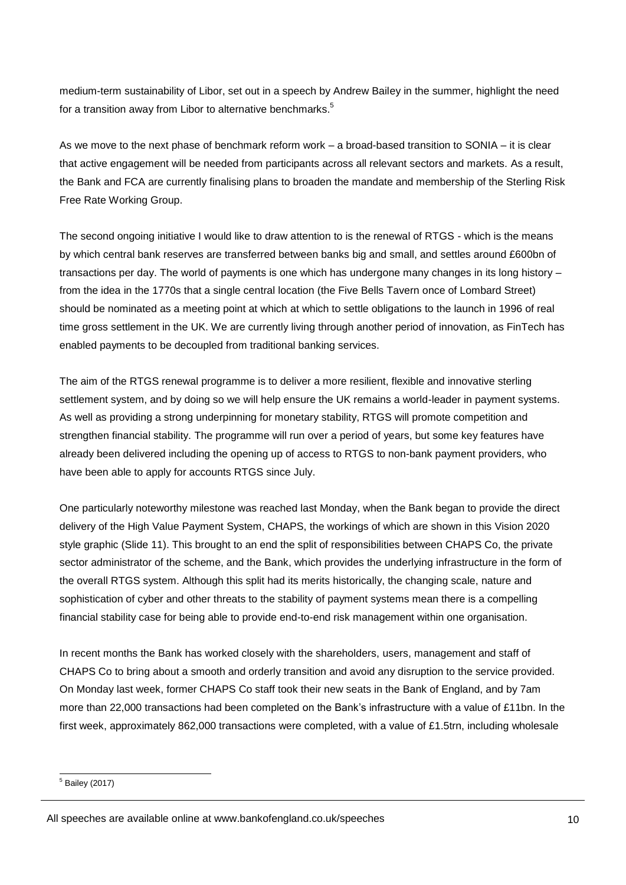medium-term sustainability of Libor, set out in a speech by Andrew Bailey in the summer, highlight the need for a transition away from Libor to alternative benchmarks.[5]

As we move to the next phase of benchmark reform work – a broad-based transition to SONIA – it is clear that active engagement will be needed from participants across all relevant sectors and markets. As a result, the Bank and FCA are currently finalising plans to broaden the mandate and membership of the Sterling Risk Free Rate Working Group.

The second ongoing initiative I would like to draw attention to is the renewal of RTGS - which is the means by which central bank reserves are transferred between banks big and small, and settles around £600bn of transactions per day. The world of payments is one which has undergone many changes in its long history – from the idea in the 1770s that a single central location (the Five Bells Tavern once of Lombard Street) should be nominated as a meeting point at which at which to settle obligations to the launch in 1996 of real time gross settlement in the UK. We are currently living through another period of innovation, as FinTech has enabled payments to be decoupled from traditional banking services.

The aim of the RTGS renewal programme is to deliver a more resilient, flexible and innovative sterling settlement system, and by doing so we will help ensure the UK remains a world-leader in payment systems. As well as providing a strong underpinning for monetary stability, RTGS will promote competition and strengthen financial stability. The programme will run over a period of years, but some key features have already been delivered including the opening up of access to RTGS to non-bank payment providers, who have been able to apply for accounts RTGS since July.

One particularly noteworthy milestone was reached last Monday, when the Bank began to provide the direct delivery of the High Value Payment System, CHAPS, the workings of which are shown in this Vision 2020 style graphic (Slide 11). This brought to an end the split of responsibilities between CHAPS Co, the private sector administrator of the scheme, and the Bank, which provides the underlying infrastructure in the form of the overall RTGS system. Although this split had its merits historically, the changing scale, nature and sophistication of cyber and other threats to the stability of payment systems mean there is a compelling financial stability case for being able to provide end-to-end risk management within one organisation.

In recent months the Bank has worked closely with the shareholders, users, management and staff of CHAPS Co to bring about a smooth and orderly transition and avoid any disruption to the service provided. On Monday last week, former CHAPS Co staff took their new seats in the Bank of England, and by 7am more than 22,000 transactions had been completed on the Bank's infrastructure with a value of £11bn. In the first week, approximately 862,000 transactions were completed, with a value of £1.5trn, including wholesale

[5] Bailey (2017)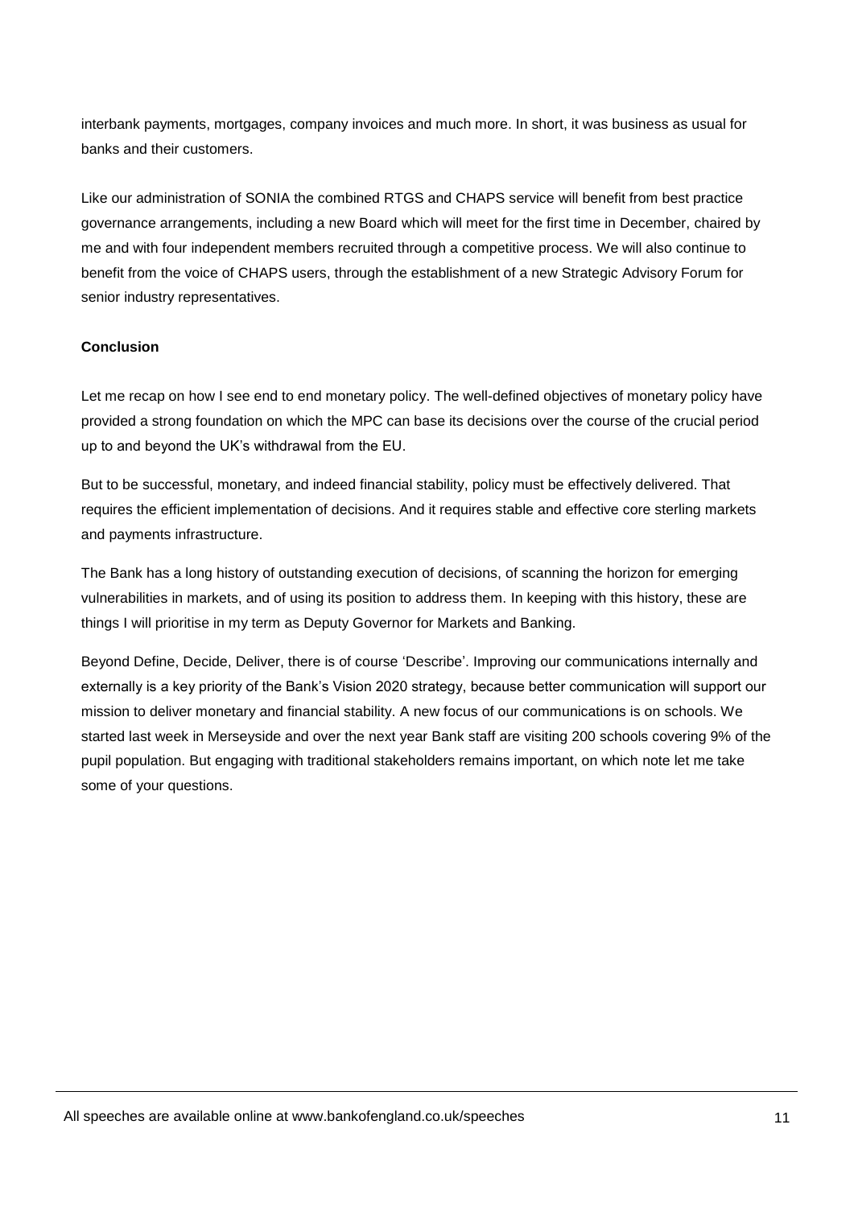interbank payments, mortgages, company invoices and much more. In short, it was business as usual for banks and their customers.

Like our administration of SONIA the combined RTGS and CHAPS service will benefit from best practice governance arrangements, including a new Board which will meet for the first time in December, chaired by me and with four independent members recruited through a competitive process. We will also continue to benefit from the voice of CHAPS users, through the establishment of a new Strategic Advisory Forum for senior industry representatives.

**Conclusion**

Let me recap on how I see end to end monetary policy. The well-defined objectives of monetary policy have provided a strong foundation on which the MPC can base its decisions over the course of the crucial period up to and beyond the UK's withdrawal from the EU.

But to be successful, monetary, and indeed financial stability, policy must be effectively delivered. That requires the efficient implementation of decisions. And it requires stable and effective core sterling markets and payments infrastructure.

The Bank has a long history of outstanding execution of decisions, of scanning the horizon for emerging vulnerabilities in markets, and of using its position to address them. In keeping with this history, these are things I will prioritise in my term as Deputy Governor for Markets and Banking.

Beyond Define, Decide, Deliver, there is of course 'Describe'. Improving our communications internally and externally is a key priority of the Bank's Vision 2020 strategy, because better communication will support our mission to deliver monetary and financial stability. A new focus of our communications is on schools. We started last week in Merseyside and over the next year Bank staff are visiting 200 schools covering 9% of the pupil population. But engaging with traditional stakeholders remains important, on which note let me take some of your questions.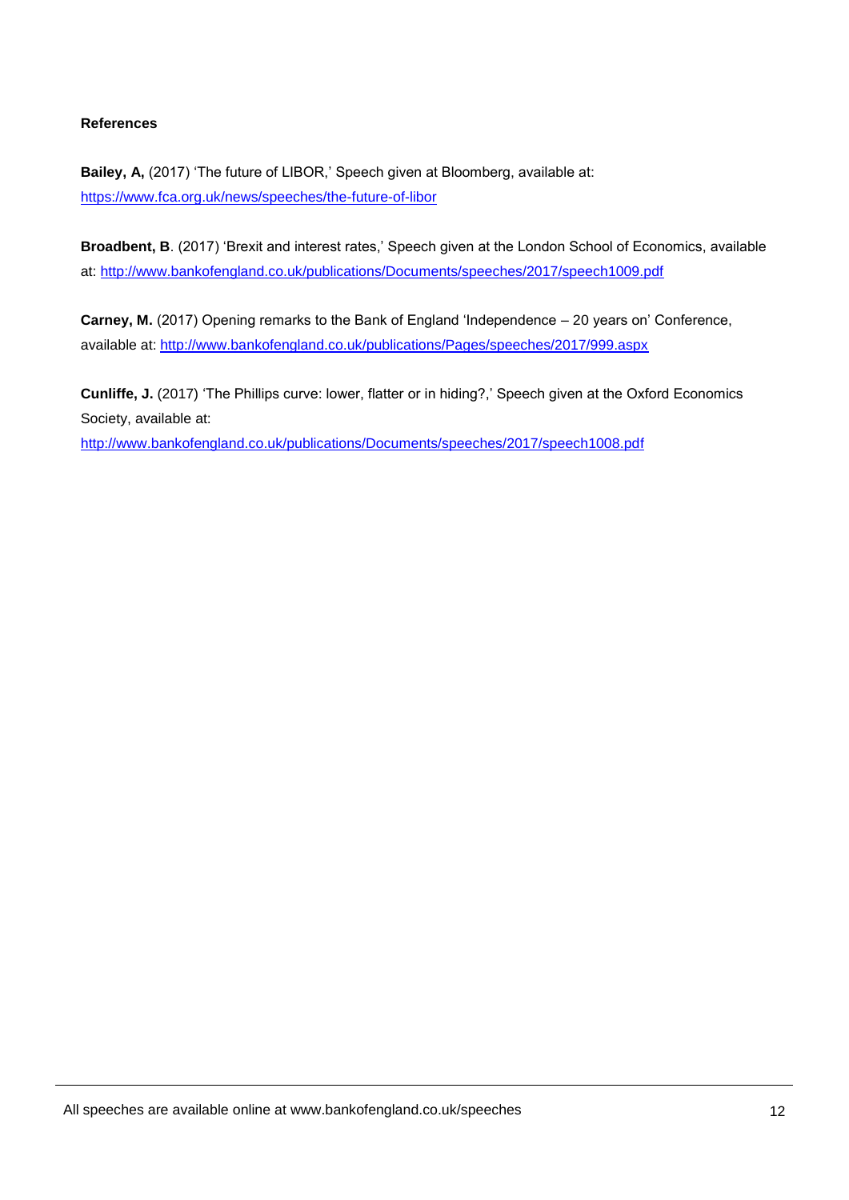**References**

**Bailey, A,** (2017) 'The future of LIBOR,' Speech given at Bloomberg, available at: https://www.fca.org.uk/news/speeches/the-future-of-libor

**Broadbent, B**. (2017) 'Brexit and interest rates,' Speech given at the London School of Economics, available at: http://www.bankofengland.co.uk/publications/Documents/speeches/2017/speech1009.pdf

**Carney, M.** (2017) Opening remarks to the Bank of England 'Independence – 20 years on' Conference, available at: http://www.bankofengland.co.uk/publications/Pages/speeches/2017/999.aspx

**Cunliffe, J.** (2017) 'The Phillips curve: lower, flatter or in hiding?,' Speech given at the Oxford Economics Society, available at: http://www.bankofengland.co.uk/publications/Documents/speeches/2017/speech1008.pdf